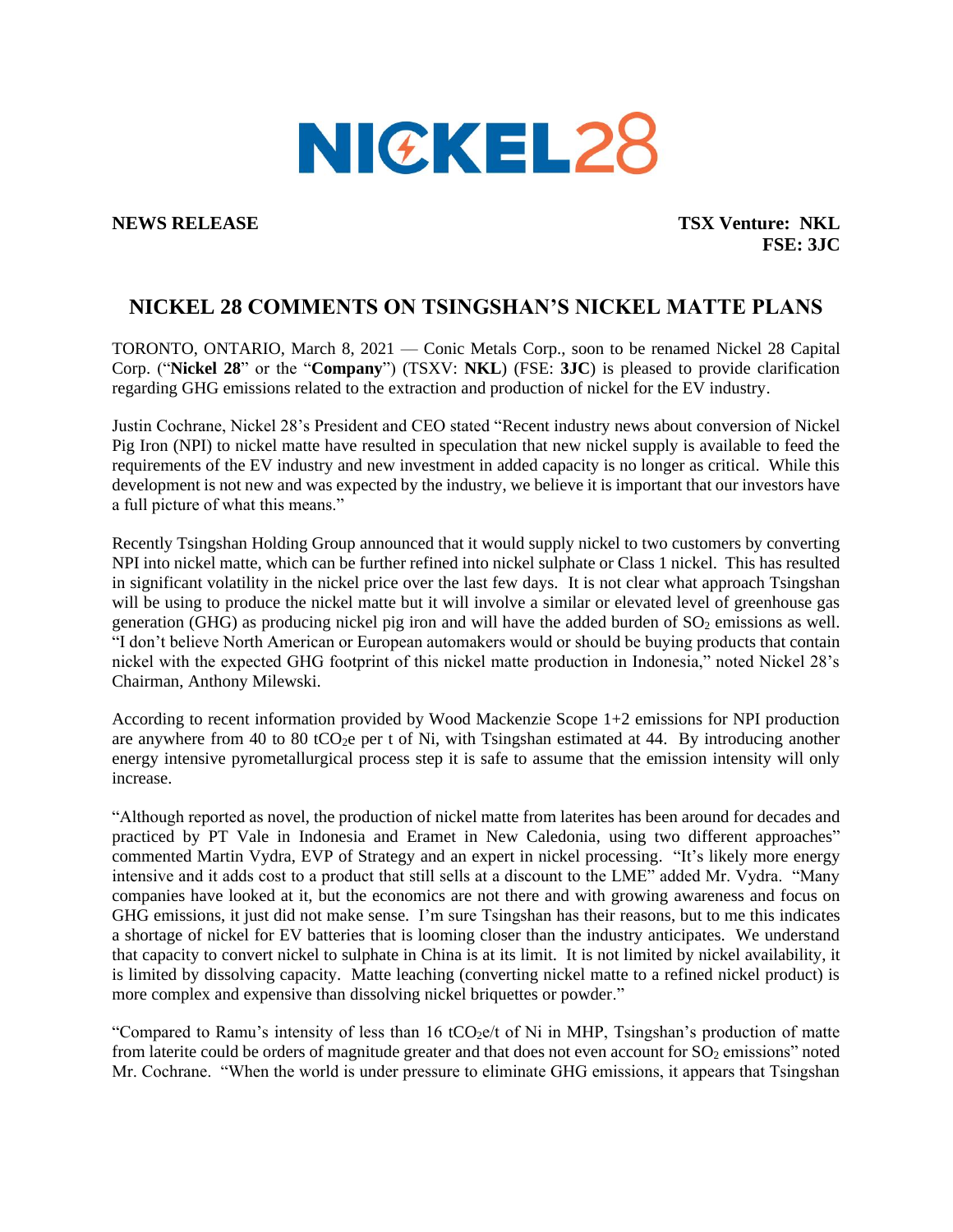# NICKEL28

**NEWS RELEASE** **TSX Venture: NKL**
**FSE: 3JC**

## NICKEL 28 COMMENTS ON TSINGSHAN'S NICKEL MATTE PLANS

TORONTO, ONTARIO, March 8, 2021 — Conic Metals Corp., soon to be renamed Nickel 28 Capital Corp. ("**Nickel 28**" or the "**Company**") (TSXV: **NKL**) (FSE: **3JC**) is pleased to provide clarification regarding GHG emissions related to the extraction and production of nickel for the EV industry.

Justin Cochrane, Nickel 28's President and CEO stated "Recent industry news about conversion of Nickel Pig Iron (NPI) to nickel matte have resulted in speculation that new nickel supply is available to feed the requirements of the EV industry and new investment in added capacity is no longer as critical. While this development is not new and was expected by the industry, we believe it is important that our investors have a full picture of what this means."

Recently Tsingshan Holding Group announced that it would supply nickel to two customers by converting NPI into nickel matte, which can be further refined into nickel sulphate or Class 1 nickel. This has resulted in significant volatility in the nickel price over the last few days. It is not clear what approach Tsingshan will be using to produce the nickel matte but it will involve a similar or elevated level of greenhouse gas generation (GHG) as producing nickel pig iron and will have the added burden of $SO_2$ emissions as well. "I don't believe North American or European automakers would or should be buying products that contain nickel with the expected GHG footprint of this nickel matte production in Indonesia," noted Nickel 28's Chairman, Anthony Milewski.

According to recent information provided by Wood Mackenzie Scope 1+2 emissions for NPI production are anywhere from 40 to 80 $tCO_2e$ per t of Ni, with Tsingshan estimated at 44. By introducing another energy intensive pyrometallurgical process step it is safe to assume that the emission intensity will only increase.

"Although reported as novel, the production of nickel matte from laterites has been around for decades and practiced by PT Vale in Indonesia and Eramet in New Caledonia, using two different approaches" commented Martin Vydra, EVP of Strategy and an expert in nickel processing. "It's likely more energy intensive and it adds cost to a product that still sells at a discount to the LME" added Mr. Vydra. "Many companies have looked at it, but the economics are not there and with growing awareness and focus on GHG emissions, it just did not make sense. I'm sure Tsingshan has their reasons, but to me this indicates a shortage of nickel for EV batteries that is looming closer than the industry anticipates. We understand that capacity to convert nickel to sulphate in China is at its limit. It is not limited by nickel availability, it is limited by dissolving capacity. Matte leaching (converting nickel matte to a refined nickel product) is more complex and expensive than dissolving nickel briquettes or powder."

"Compared to Ramu's intensity of less than 16 $tCO_2e$/t of Ni in MHP, Tsingshan's production of matte from laterite could be orders of magnitude greater and that does not even account for $SO_2$ emissions" noted Mr. Cochrane. "When the world is under pressure to eliminate GHG emissions, it appears that Tsingshan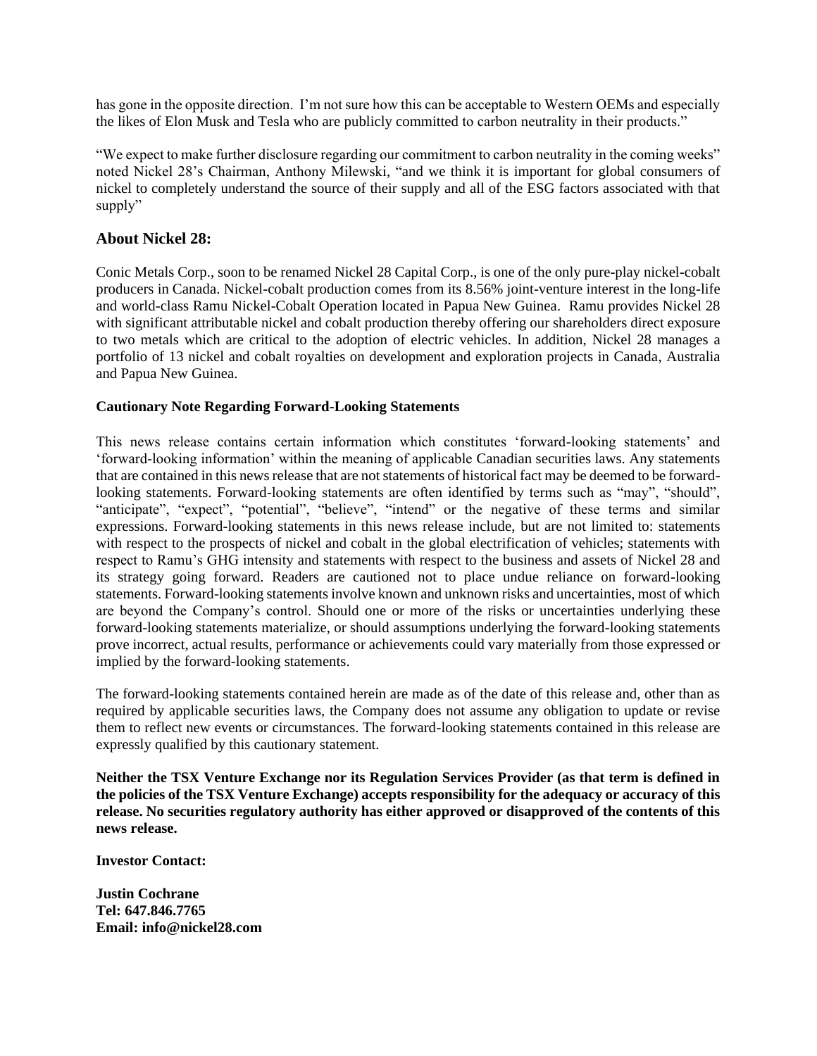has gone in the opposite direction. I'm not sure how this can be acceptable to Western OEMs and especially the likes of Elon Musk and Tesla who are publicly committed to carbon neutrality in their products."

"We expect to make further disclosure regarding our commitment to carbon neutrality in the coming weeks" noted Nickel 28's Chairman, Anthony Milewski, "and we think it is important for global consumers of nickel to completely understand the source of their supply and all of the ESG factors associated with that supply"

## About Nickel 28:

Conic Metals Corp., soon to be renamed Nickel 28 Capital Corp., is one of the only pure-play nickel-cobalt producers in Canada. Nickel-cobalt production comes from its 8.56% joint-venture interest in the long-life and world-class Ramu Nickel-Cobalt Operation located in Papua New Guinea. Ramu provides Nickel 28 with significant attributable nickel and cobalt production thereby offering our shareholders direct exposure to two metals which are critical to the adoption of electric vehicles. In addition, Nickel 28 manages a portfolio of 13 nickel and cobalt royalties on development and exploration projects in Canada, Australia and Papua New Guinea.

**Cautionary Note Regarding Forward-Looking Statements**

This news release contains certain information which constitutes 'forward-looking statements' and 'forward-looking information' within the meaning of applicable Canadian securities laws. Any statements that are contained in this news release that are not statements of historical fact may be deemed to be forward-looking statements. Forward-looking statements are often identified by terms such as "may", "should", "anticipate", "expect", "potential", "believe", "intend" or the negative of these terms and similar expressions. Forward-looking statements in this news release include, but are not limited to: statements with respect to the prospects of nickel and cobalt in the global electrification of vehicles; statements with respect to Ramu's GHG intensity and statements with respect to the business and assets of Nickel 28 and its strategy going forward. Readers are cautioned not to place undue reliance on forward-looking statements. Forward-looking statements involve known and unknown risks and uncertainties, most of which are beyond the Company's control. Should one or more of the risks or uncertainties underlying these forward-looking statements materialize, or should assumptions underlying the forward-looking statements prove incorrect, actual results, performance or achievements could vary materially from those expressed or implied by the forward-looking statements.

The forward-looking statements contained herein are made as of the date of this release and, other than as required by applicable securities laws, the Company does not assume any obligation to update or revise them to reflect new events or circumstances. The forward-looking statements contained in this release are expressly qualified by this cautionary statement.

**Neither the TSX Venture Exchange nor its Regulation Services Provider (as that term is defined in the policies of the TSX Venture Exchange) accepts responsibility for the adequacy or accuracy of this release. No securities regulatory authority has either approved or disapproved of the contents of this news release.**

**Investor Contact:**

**Justin Cochrane**
**Tel: 647.846.7765**
**Email: info@nickel28.com**